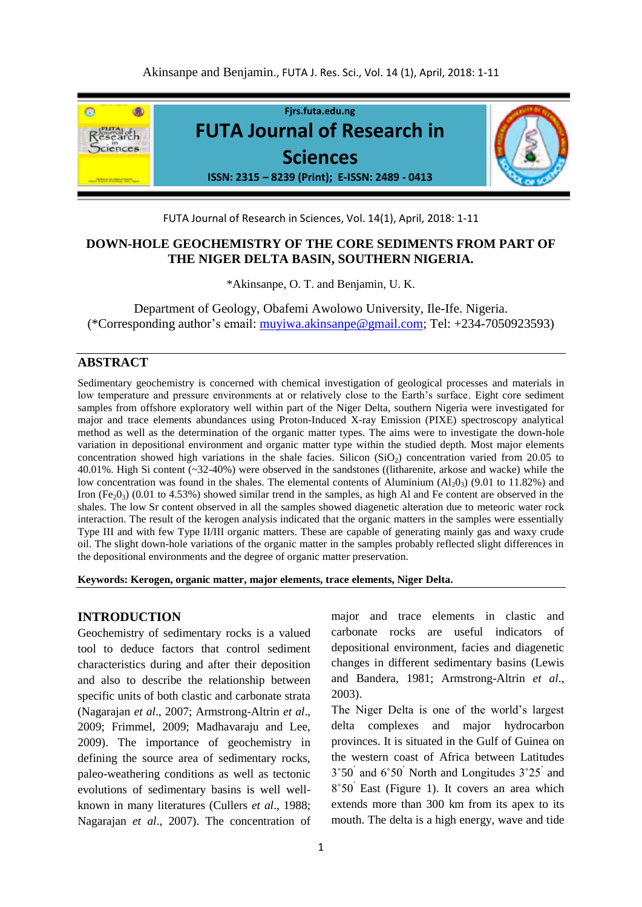FUTA Journal of Research in Sciences, Vol. 14(1), April, 2018: 1-11

# DOWN-HOLE GEOCHEMISTRY OF THE CORE SEDIMENTS FROM PART OF THE NIGER DELTA BASIN, SOUTHERN NIGERIA.

*Akinsanpe, O. T. and Benjamin, U. K.

Department of Geology, Obafemi Awolowo University, Ile-Ife. Nigeria.
(*Corresponding author's email: muyiwa.akinsanpe@gmail.com; Tel: +234-7050923593)

## ABSTRACT

Sedimentary geochemistry is concerned with chemical investigation of geological processes and materials in low temperature and pressure environments at or relatively close to the Earth's surface. Eight core sediment samples from offshore exploratory well within part of the Niger Delta, southern Nigeria were investigated for major and trace elements abundances using Proton-Induced X-ray Emission (PIXE) spectroscopy analytical method as well as the determination of the organic matter types. The aims were to investigate the down-hole variation in depositional environment and organic matter type within the studied depth. Most major elements concentration showed high variations in the shale facies. Silicon ($SiO_2$) concentration varied from 20.05 to 40.01%. High Si content (~32-40%) were observed in the sandstones ((litharenite, arkose and wacke) while the low concentration was found in the shales. The elemental contents of Aluminium ($Al_2 0_3$) (9.01 to 11.82%) and Iron ($Fe_2 0_3$) (0.01 to 4.53%) showed similar trend in the samples, as high Al and Fe content are observed in the shales. The low Sr content observed in all the samples showed diagenetic alteration due to meteoric water rock interaction. The result of the kerogen analysis indicated that the organic matters in the samples were essentially Type III and with few Type II/III organic matters. These are capable of generating mainly gas and waxy crude oil. The slight down-hole variations of the organic matter in the samples probably reflected slight differences in the depositional environments and the degree of organic matter preservation.

**Keywords: Kerogen, organic matter, major elements, trace elements, Niger Delta.**

## INTRODUCTION

Geochemistry of sedimentary rocks is a valued tool to deduce factors that control sediment characteristics during and after their deposition and also to describe the relationship between specific units of both clastic and carbonate strata (Nagarajan *et al*., 2007; Armstrong-Altrin *et al*., 2009; Frimmel, 2009; Madhavaraju and Lee, 2009). The importance of geochemistry in defining the source area of sedimentary rocks, paleo-weathering conditions as well as tectonic evolutions of sedimentary basins is well well-known in many literatures (Cullers *et al*., 1988; Nagarajan *et al*., 2007). The concentration of major and trace elements in clastic and carbonate rocks are useful indicators of depositional environment, facies and diagenetic changes in different sedimentary basins (Lewis and Bandera, 1981; Armstrong-Altrin *et al*., 2003).

The Niger Delta is one of the world's largest delta complexes and major hydrocarbon provinces. It is situated in the Gulf of Guinea on the western coast of Africa between Latitudes 3˚50' and 6˚50' North and Longitudes 3˚25' and 8˚50' East (Figure 1). It covers an area which extends more than 300 km from its apex to its mouth. The delta is a high energy, wave and tide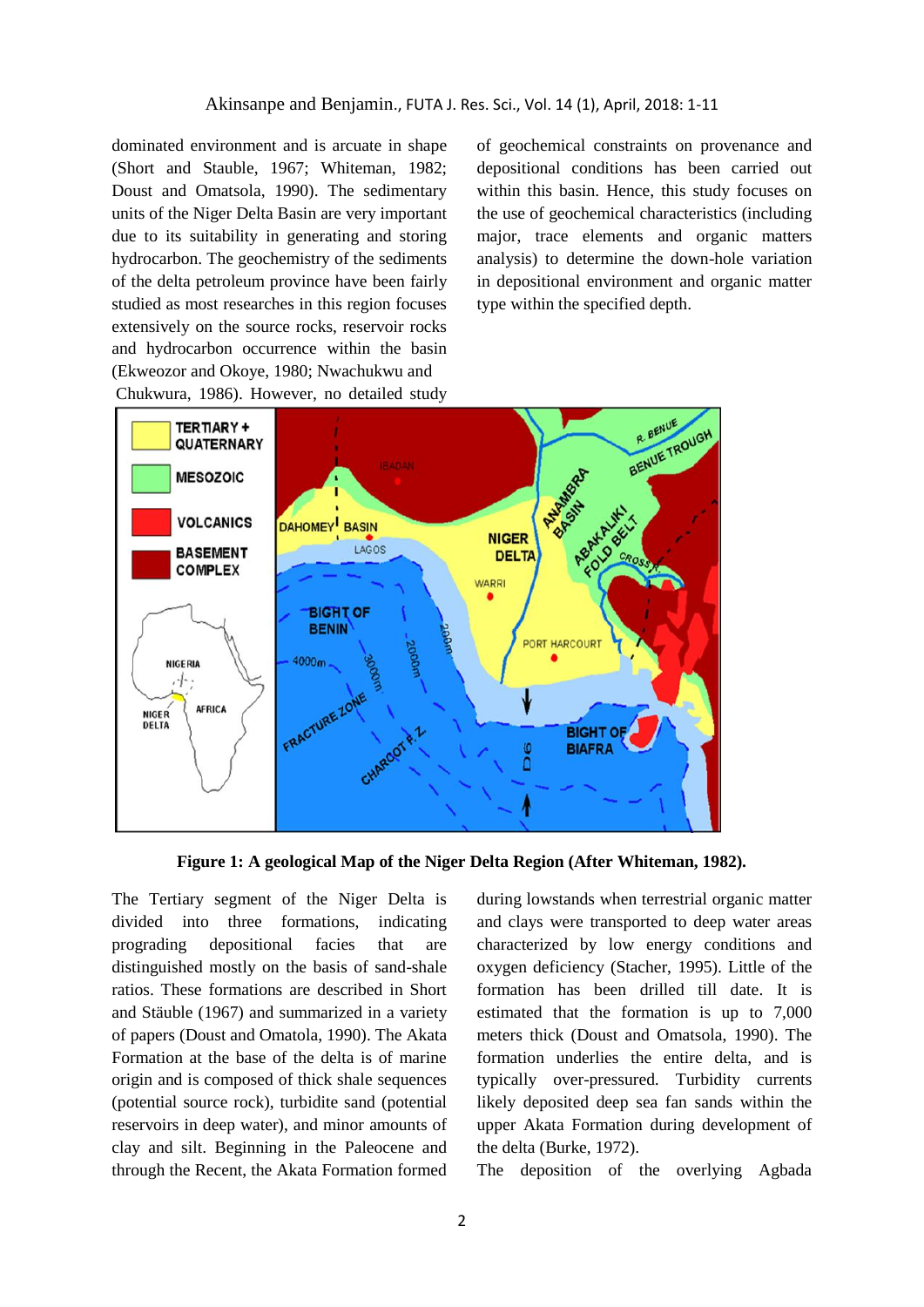dominated environment and is arcuate in shape (Short and Stauble, 1967; Whiteman, 1982; Doust and Omatsola, 1990). The sedimentary units of the Niger Delta Basin are very important due to its suitability in generating and storing hydrocarbon. The geochemistry of the sediments of the delta petroleum province have been fairly studied as most researches in this region focuses extensively on the source rocks, reservoir rocks and hydrocarbon occurrence within the basin (Ekweozor and Okoye, 1980; Nwachukwu and Chukwura, 1986). However, no detailed study of geochemical constraints on provenance and depositional conditions has been carried out within this basin. Hence, this study focuses on the use of geochemical characteristics (including major, trace elements and organic matters analysis) to determine the down-hole variation in depositional environment and organic matter type within the specified depth.

TERTIARY + QUATERNARY
MESOZOIC
VOLCANICS
BASEMENT COMPLEX
NIGERIA
NIGER DELTA
AFRICA
IBADAN
DAHOMEY BASIN
LAGOS
NIGER DELTA
ANAMBRA BASIN
ABAKALIKI FOLD BELT
R. BENUE
BENUE TROUGH
CROSS R.
WARRI
PORT HARCOURT
BIGHT OF BENIN
4000m
3000m
2000m
200m
FRACTURE ZONE
CHARCOT F.Z.
D6
BIGHT OF BIAFRA

**Figure 1: A geological Map of the Niger Delta Region (After Whiteman, 1982).**

The Tertiary segment of the Niger Delta is divided into three formations, indicating prograding depositional facies that are distinguished mostly on the basis of sand-shale ratios. These formations are described in Short and Stäuble (1967) and summarized in a variety of papers (Doust and Omatola, 1990). The Akata Formation at the base of the delta is of marine origin and is composed of thick shale sequences (potential source rock), turbidite sand (potential reservoirs in deep water), and minor amounts of clay and silt. Beginning in the Paleocene and through the Recent, the Akata Formation formed during lowstands when terrestrial organic matter and clays were transported to deep water areas characterized by low energy conditions and oxygen deficiency (Stacher, 1995). Little of the formation has been drilled till date. It is estimated that the formation is up to 7,000 meters thick (Doust and Omatsola, 1990). The formation underlies the entire delta, and is typically over-pressured. Turbidity currents likely deposited deep sea fan sands within the upper Akata Formation during development of the delta (Burke, 1972).

The deposition of the overlying Agbada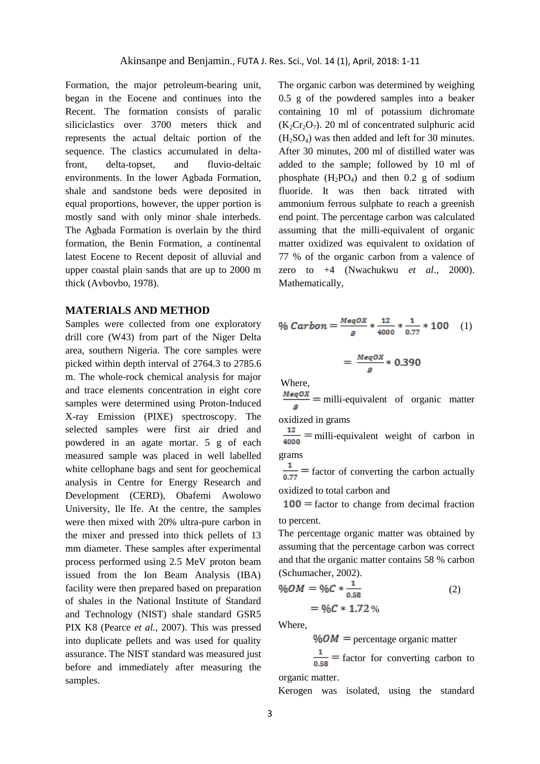Formation, the major petroleum-bearing unit, began in the Eocene and continues into the Recent. The formation consists of paralic siliciclastics over 3700 meters thick and represents the actual deltaic portion of the sequence. The clastics accumulated in delta-front, delta-topset, and fluvio-deltaic environments. In the lower Agbada Formation, shale and sandstone beds were deposited in equal proportions, however, the upper portion is mostly sand with only minor shale interbeds. The Agbada Formation is overlain by the third formation, the Benin Formation, a continental latest Eocene to Recent deposit of alluvial and upper coastal plain sands that are up to 2000 m thick (Avbovbo, 1978).

## MATERIALS AND METHOD

Samples were collected from one exploratory drill core (W43) from part of the Niger Delta area, southern Nigeria. The core samples were picked within depth interval of 2764.3 to 2785.6 m. The whole-rock chemical analysis for major and trace elements concentration in eight core samples were determined using Proton-Induced X-ray Emission (PIXE) spectroscopy. The selected samples were first air dried and powdered in an agate mortar. 5 g of each measured sample was placed in well labelled white cellophane bags and sent for geochemical analysis in Centre for Energy Research and Development (CERD), Obafemi Awolowo University, Ile Ife. At the centre, the samples were then mixed with 20% ultra-pure carbon in the mixer and pressed into thick pellets of 13 mm diameter. These samples after experimental process performed using 2.5 MeV proton beam issued from the Ion Beam Analysis (IBA) facility were then prepared based on preparation of shales in the National Institute of Standard and Technology (NIST) shale standard GSR5 PIX K8 (Pearce *et al.,* 2007). This was pressed into duplicate pellets and was used for quality assurance. The NIST standard was measured just before and immediately after measuring the samples.

The organic carbon was determined by weighing 0.5 g of the powdered samples into a beaker containing 10 ml of potassium dichromate ($K_2Cr_2O_7$). 20 ml of concentrated sulphuric acid ($H_2SO_4$) was then added and left for 30 minutes. After 30 minutes, 200 ml of distilled water was added to the sample; followed by 10 ml of phosphate ($H_2PO_4$) and then 0.2 g of sodium fluoride. It was then back titrated with ammonium ferrous sulphate to reach a greenish end point. The percentage carbon was calculated assuming that the milli-equivalent of organic matter oxidized was equivalent to oxidation of 77 % of the organic carbon from a valence of zero to +4 (Nwachukwu *et al*., 2000). Mathematically,

$$\%\,Carbon = \frac{MeqOX}{g} * \frac{12}{4000} * \frac{1}{0.77} * 100 \quad (1)$$

$$= \frac{MeqOX}{g} * 0.390$$

Where,

$\frac{MeqOX}{g}$ = milli-equivalent of organic matter oxidized in grams

$\frac{12}{4000}$ = milli-equivalent weight of carbon in grams

$\frac{1}{0.77}$ = factor of converting the carbon actually oxidized to total carbon and

$100$ = factor to change from decimal fraction to percent.

The percentage organic matter was obtained by assuming that the percentage carbon was correct and that the organic matter contains 58 % carbon (Schumacher, 2002).

$$\%OM = \%C * \frac{1}{0.58} \quad (2)$$

$$= \%C * 1.72\,\%$$

Where,

$\%OM$ = percentage organic matter

$\frac{1}{0.58}$ = factor for converting carbon to organic matter.

Kerogen was isolated, using the standard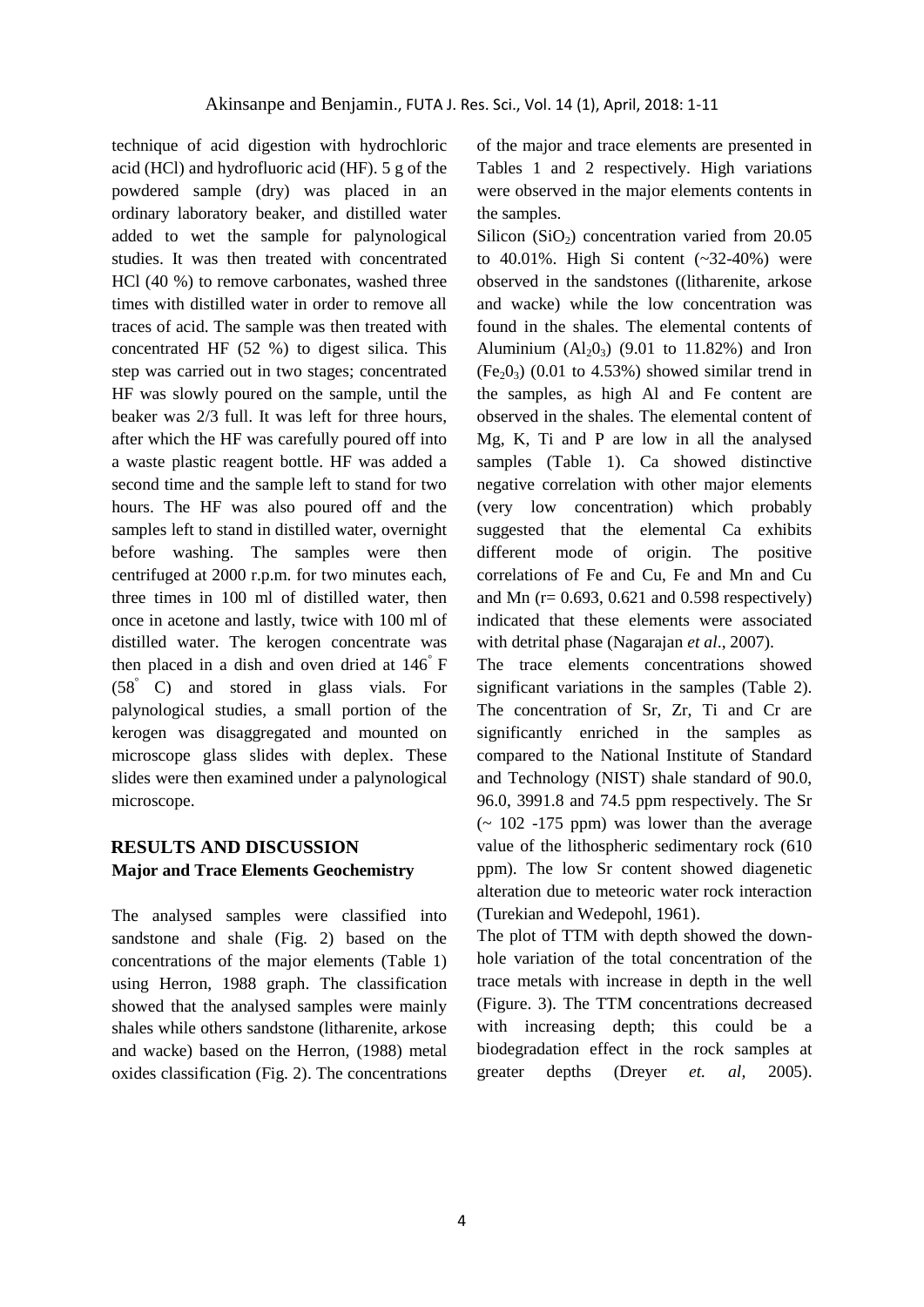technique of acid digestion with hydrochloric acid (HCl) and hydrofluoric acid (HF). 5 g of the powdered sample (dry) was placed in an ordinary laboratory beaker, and distilled water added to wet the sample for palynological studies. It was then treated with concentrated HCl (40 %) to remove carbonates, washed three times with distilled water in order to remove all traces of acid. The sample was then treated with concentrated HF (52 %) to digest silica. This step was carried out in two stages; concentrated HF was slowly poured on the sample, until the beaker was 2/3 full. It was left for three hours, after which the HF was carefully poured off into a waste plastic reagent bottle. HF was added a second time and the sample left to stand for two hours. The HF was also poured off and the samples left to stand in distilled water, overnight before washing. The samples were then centrifuged at 2000 r.p.m. for two minutes each, three times in 100 ml of distilled water, then once in acetone and lastly, twice with 100 ml of distilled water. The kerogen concentrate was then placed in a dish and oven dried at 146° F (58° C) and stored in glass vials. For palynological studies, a small portion of the kerogen was disaggregated and mounted on microscope glass slides with deplex. These slides were then examined under a palynological microscope.

## RESULTS AND DISCUSSION

### Major and Trace Elements Geochemistry

The analysed samples were classified into sandstone and shale (Fig. 2) based on the concentrations of the major elements (Table 1) using Herron, 1988 graph. The classification showed that the analysed samples were mainly shales while others sandstone (litharenite, arkose and wacke) based on the Herron, (1988) metal oxides classification (Fig. 2). The concentrations of the major and trace elements are presented in Tables 1 and 2 respectively. High variations were observed in the major elements contents in the samples.

Silicon ($SiO_2$) concentration varied from 20.05 to 40.01%. High Si content (~32-40%) were observed in the sandstones ((litharenite, arkose and wacke) while the low concentration was found in the shales. The elemental contents of Aluminium ($Al_2O_3$) (9.01 to 11.82%) and Iron ($Fe_2O_3$) (0.01 to 4.53%) showed similar trend in the samples, as high Al and Fe content are observed in the shales. The elemental content of Mg, K, Ti and P are low in all the analysed samples (Table 1). Ca showed distinctive negative correlation with other major elements (very low concentration) which probably suggested that the elemental Ca exhibits different mode of origin. The positive correlations of Fe and Cu, Fe and Mn and Cu and Mn (r= 0.693, 0.621 and 0.598 respectively) indicated that these elements were associated with detrital phase (Nagarajan *et al*., 2007).

The trace elements concentrations showed significant variations in the samples (Table 2). The concentration of Sr, Zr, Ti and Cr are significantly enriched in the samples as compared to the National Institute of Standard and Technology (NIST) shale standard of 90.0, 96.0, 3991.8 and 74.5 ppm respectively. The Sr (~ 102 -175 ppm) was lower than the average value of the lithospheric sedimentary rock (610 ppm). The low Sr content showed diagenetic alteration due to meteoric water rock interaction (Turekian and Wedepohl, 1961).

The plot of TTM with depth showed the down-hole variation of the total concentration of the trace metals with increase in depth in the well (Figure. 3). The TTM concentrations decreased with increasing depth; this could be a biodegradation effect in the rock samples at greater depths (Dreyer *et. al*, 2005).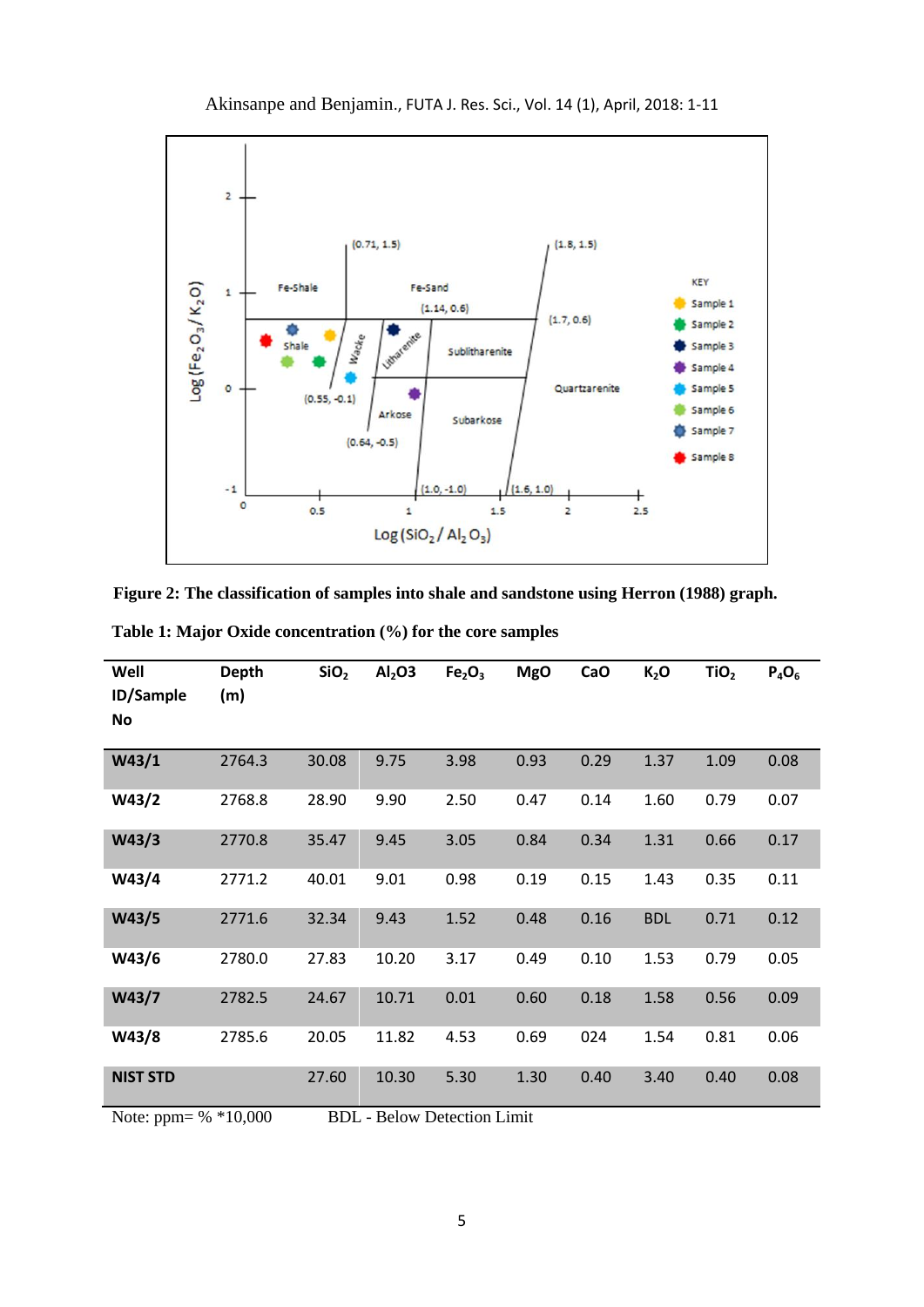Log $(Fe_2O_3/K_2O)$

2

1

0

-1

0

0.5

1

1.5

2

2.5

Log $(SiO_2/Al_2O_3)$

(0.71, 1.5)

(1.8, 1.5)

Fe-Shale

Fe-Sand

(1.14, 0.6)

(1.7, 0.6)

Shale

Wacke

Litharenite

Sublitharenite

Quartzarenite

(0.55, -0.1)

Arkose

Subarkose

(0.64, -0.5)

(1.0, -1.0)

(1.6, 1.0)

KEY

Sample 1

Sample 2

Sample 3

Sample 4

Sample 5

Sample 6

Sample 7

Sample 8

**Figure 2: The classification of samples into shale and sandstone using Herron (1988) graph.**

**Table 1: Major Oxide concentration (%) for the core samples**

| Well ID/Sample No | Depth (m) | $SiO_2$ | $Al_2O3$ | $Fe_2O_3$ | MgO | CaO | $K_2O$ | $TiO_2$ | $P_4O_6$ |
|---|---|---|---|---|---|---|---|---|---|
| **W43/1** | 2764.3 | 30.08 | 9.75 | 3.98 | 0.93 | 0.29 | 1.37 | 1.09 | 0.08 |
| **W43/2** | 2768.8 | 28.90 | 9.90 | 2.50 | 0.47 | 0.14 | 1.60 | 0.79 | 0.07 |
| **W43/3** | 2770.8 | 35.47 | 9.45 | 3.05 | 0.84 | 0.34 | 1.31 | 0.66 | 0.17 |
| **W43/4** | 2771.2 | 40.01 | 9.01 | 0.98 | 0.19 | 0.15 | 1.43 | 0.35 | 0.11 |
| **W43/5** | 2771.6 | 32.34 | 9.43 | 1.52 | 0.48 | 0.16 | BDL | 0.71 | 0.12 |
| **W43/6** | 2780.0 | 27.83 | 10.20 | 3.17 | 0.49 | 0.10 | 1.53 | 0.79 | 0.05 |
| **W43/7** | 2782.5 | 24.67 | 10.71 | 0.01 | 0.60 | 0.18 | 1.58 | 0.56 | 0.09 |
| **W43/8** | 2785.6 | 20.05 | 11.82 | 4.53 | 0.69 | 024 | 1.54 | 0.81 | 0.06 |
| **NIST STD** | | 27.60 | 10.30 | 5.30 | 1.30 | 0.40 | 3.40 | 0.40 | 0.08 |

Note: ppm= % *10,000 BDL - Below Detection Limit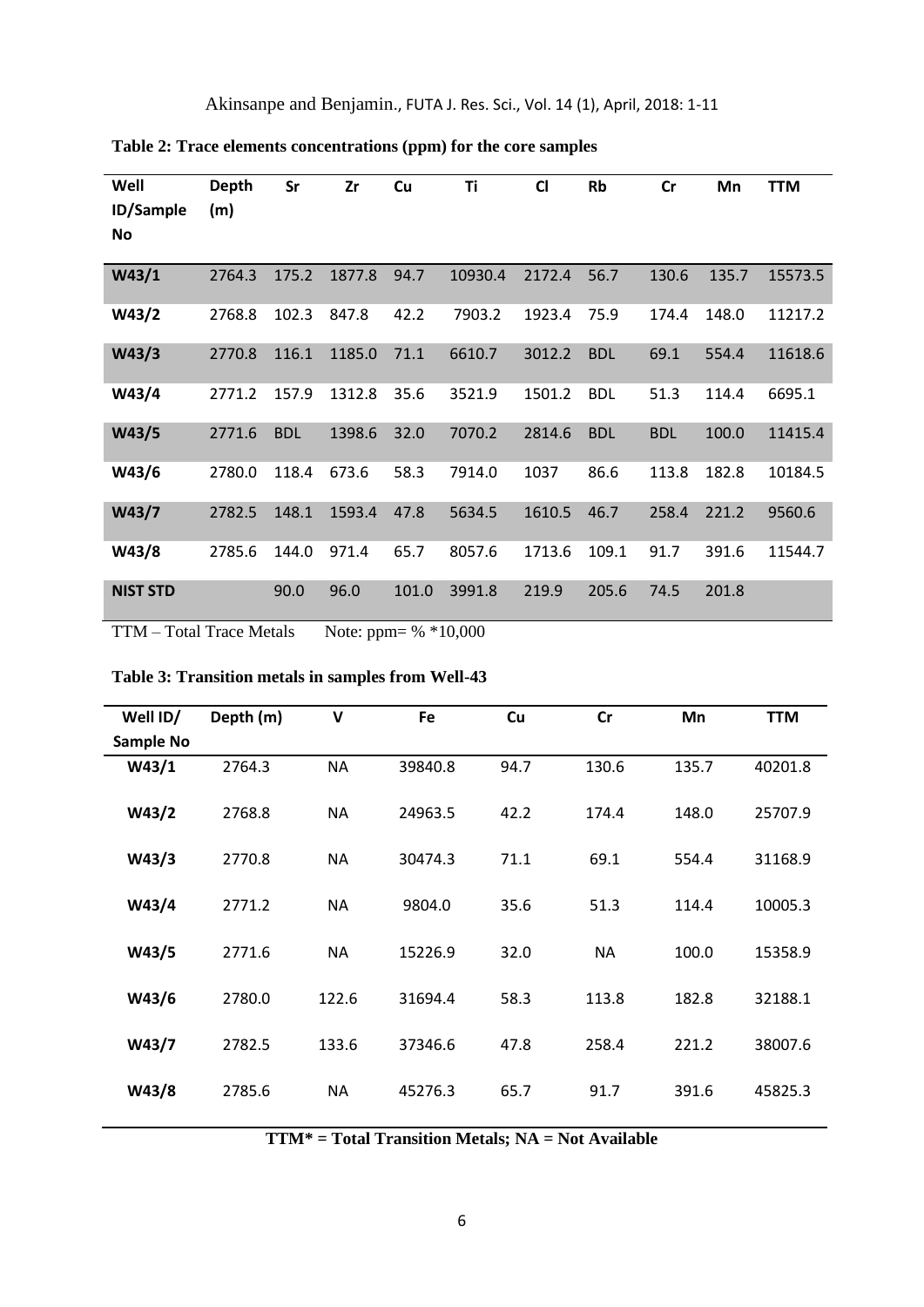**Table 2: Trace elements concentrations (ppm) for the core samples**

| Well ID/Sample No | Depth (m) | Sr | Zr | Cu | Ti | Cl | Rb | Cr | Mn | TTM |
|---|---|---|---|---|---|---|---|---|---|---|
| **W43/1** | 2764.3 | 175.2 | 1877.8 | 94.7 | 10930.4 | 2172.4 | 56.7 | 130.6 | 135.7 | 15573.5 |
| **W43/2** | 2768.8 | 102.3 | 847.8 | 42.2 | 7903.2 | 1923.4 | 75.9 | 174.4 | 148.0 | 11217.2 |
| **W43/3** | 2770.8 | 116.1 | 1185.0 | 71.1 | 6610.7 | 3012.2 | BDL | 69.1 | 554.4 | 11618.6 |
| **W43/4** | 2771.2 | 157.9 | 1312.8 | 35.6 | 3521.9 | 1501.2 | BDL | 51.3 | 114.4 | 6695.1 |
| **W43/5** | 2771.6 | BDL | 1398.6 | 32.0 | 7070.2 | 2814.6 | BDL | BDL | 100.0 | 11415.4 |
| **W43/6** | 2780.0 | 118.4 | 673.6 | 58.3 | 7914.0 | 1037 | 86.6 | 113.8 | 182.8 | 10184.5 |
| **W43/7** | 2782.5 | 148.1 | 1593.4 | 47.8 | 5634.5 | 1610.5 | 46.7 | 258.4 | 221.2 | 9560.6 |
| **W43/8** | 2785.6 | 144.0 | 971.4 | 65.7 | 8057.6 | 1713.6 | 109.1 | 91.7 | 391.6 | 11544.7 |
| **NIST STD** | | 90.0 | 96.0 | 101.0 | 3991.8 | 219.9 | 205.6 | 74.5 | 201.8 | |

TTM – Total Trace Metals Note: ppm= % *10,000

**Table 3: Transition metals in samples from Well-43**

| Well ID/ Sample No | Depth (m) | V | Fe | Cu | Cr | Mn | TTM |
|---|---|---|---|---|---|---|---|
| **W43/1** | 2764.3 | NA | 39840.8 | 94.7 | 130.6 | 135.7 | 40201.8 |
| **W43/2** | 2768.8 | NA | 24963.5 | 42.2 | 174.4 | 148.0 | 25707.9 |
| **W43/3** | 2770.8 | NA | 30474.3 | 71.1 | 69.1 | 554.4 | 31168.9 |
| **W43/4** | 2771.2 | NA | 9804.0 | 35.6 | 51.3 | 114.4 | 10005.3 |
| **W43/5** | 2771.6 | NA | 15226.9 | 32.0 | NA | 100.0 | 15358.9 |
| **W43/6** | 2780.0 | 122.6 | 31694.4 | 58.3 | 113.8 | 182.8 | 32188.1 |
| **W43/7** | 2782.5 | 133.6 | 37346.6 | 47.8 | 258.4 | 221.2 | 38007.6 |
| **W43/8** | 2785.6 | NA | 45276.3 | 65.7 | 91.7 | 391.6 | 45825.3 |

**TTM* = Total Transition Metals; NA = Not Available**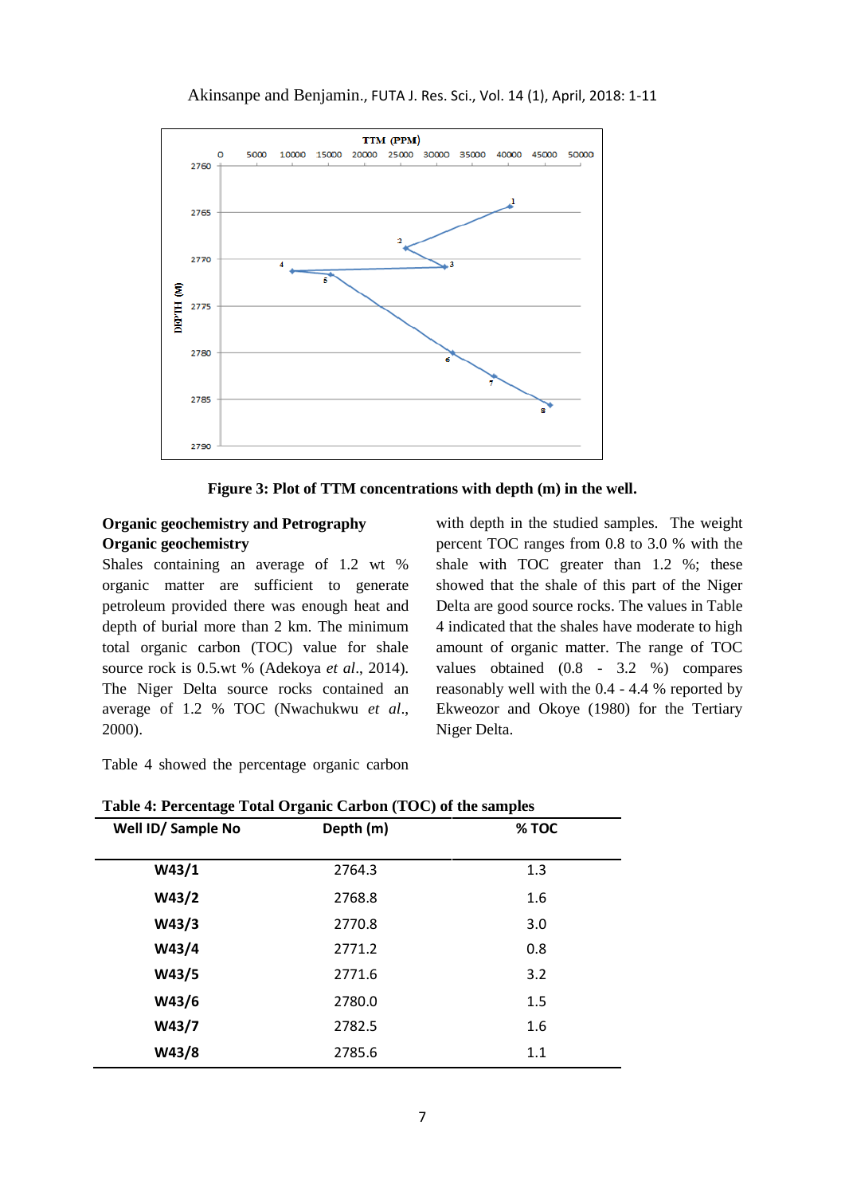TTM (PPM)

0 5000 10000 15000 20000 25000 30000 35000 40000 45000 50000

2760
2765
2770
2775
2780
2785
2790

DEPTH (M)

1 2 3 4 5 6 7 8

**Figure 3: Plot of TTM concentrations with depth (m) in the well.**

## Organic geochemistry and Petrography

### Organic geochemistry

Shales containing an average of 1.2 wt % organic matter are sufficient to generate petroleum provided there was enough heat and depth of burial more than 2 km. The minimum total organic carbon (TOC) value for shale source rock is 0.5.wt % (Adekoya *et al*., 2014). The Niger Delta source rocks contained an average of 1.2 % TOC (Nwachukwu *et al*., 2000).

Table 4 showed the percentage organic carbon with depth in the studied samples. The weight percent TOC ranges from 0.8 to 3.0 % with the shale with TOC greater than 1.2 %; these showed that the shale of this part of the Niger Delta are good source rocks. The values in Table 4 indicated that the shales have moderate to high amount of organic matter. The range of TOC values obtained (0.8 - 3.2 %) compares reasonably well with the 0.4 - 4.4 % reported by Ekweozor and Okoye (1980) for the Tertiary Niger Delta.

**Table 4: Percentage Total Organic Carbon (TOC) of the samples**

| Well ID/ Sample No | Depth (m) | % TOC |
|---|---|---|
| W43/1 | 2764.3 | 1.3 |
| W43/2 | 2768.8 | 1.6 |
| W43/3 | 2770.8 | 3.0 |
| W43/4 | 2771.2 | 0.8 |
| W43/5 | 2771.6 | 3.2 |
| W43/6 | 2780.0 | 1.5 |
| W43/7 | 2782.5 | 1.6 |
| W43/8 | 2785.6 | 1.1 |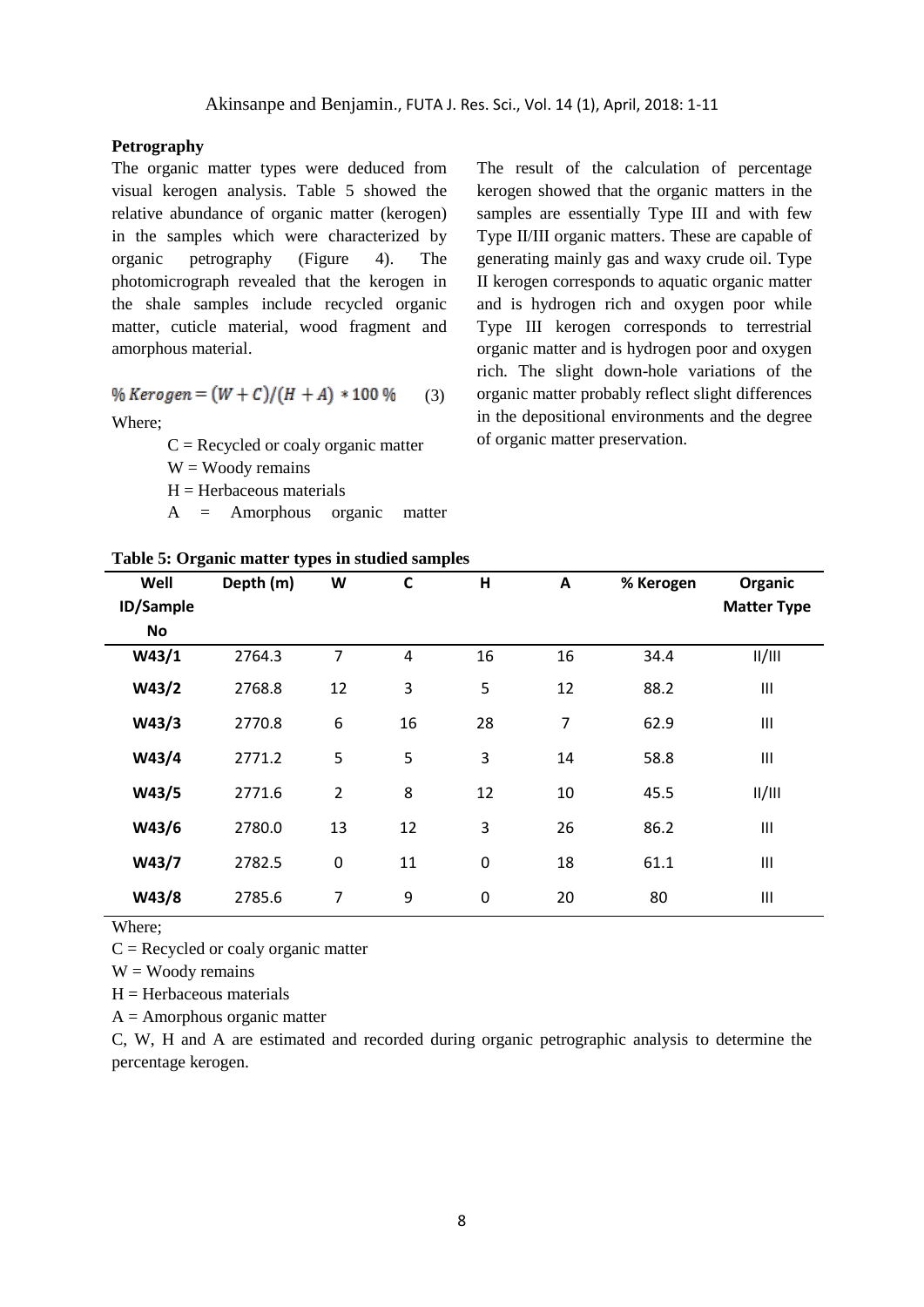### Petrography

The organic matter types were deduced from visual kerogen analysis. Table 5 showed the relative abundance of organic matter (kerogen) in the samples which were characterized by organic petrography (Figure 4). The photomicrograph revealed that the kerogen in the shale samples include recycled organic matter, cuticle material, wood fragment and amorphous material.

$$\% \, Kerogen = (W + C)/(H + A) * 100 \, \% \qquad (3)$$

Where;

C = Recycled or coaly organic matter
W = Woody remains
H = Herbaceous materials
A = Amorphous organic matter

The result of the calculation of percentage kerogen showed that the organic matters in the samples are essentially Type III and with few Type II/III organic matters. These are capable of generating mainly gas and waxy crude oil. Type II kerogen corresponds to aquatic organic matter and is hydrogen rich and oxygen poor while Type III kerogen corresponds to terrestrial organic matter and is hydrogen poor and oxygen rich. The slight down-hole variations of the organic matter probably reflect slight differences in the depositional environments and the degree of organic matter preservation.

**Table 5: Organic matter types in studied samples**

| Well ID/Sample No | Depth (m) | W | C | H | A | % Kerogen | Organic Matter Type |
|---|---|---|---|---|---|---|---|
| **W43/1** | 2764.3 | 7 | 4 | 16 | 16 | 34.4 | II/III |
| **W43/2** | 2768.8 | 12 | 3 | 5 | 12 | 88.2 | III |
| **W43/3** | 2770.8 | 6 | 16 | 28 | 7 | 62.9 | III |
| **W43/4** | 2771.2 | 5 | 5 | 3 | 14 | 58.8 | III |
| **W43/5** | 2771.6 | 2 | 8 | 12 | 10 | 45.5 | II/III |
| **W43/6** | 2780.0 | 13 | 12 | 3 | 26 | 86.2 | III |
| **W43/7** | 2782.5 | 0 | 11 | 0 | 18 | 61.1 | III |
| **W43/8** | 2785.6 | 7 | 9 | 0 | 20 | 80 | III |

Where;

C = Recycled or coaly organic matter
W = Woody remains
H = Herbaceous materials
A = Amorphous organic matter

C, W, H and A are estimated and recorded during organic petrographic analysis to determine the percentage kerogen.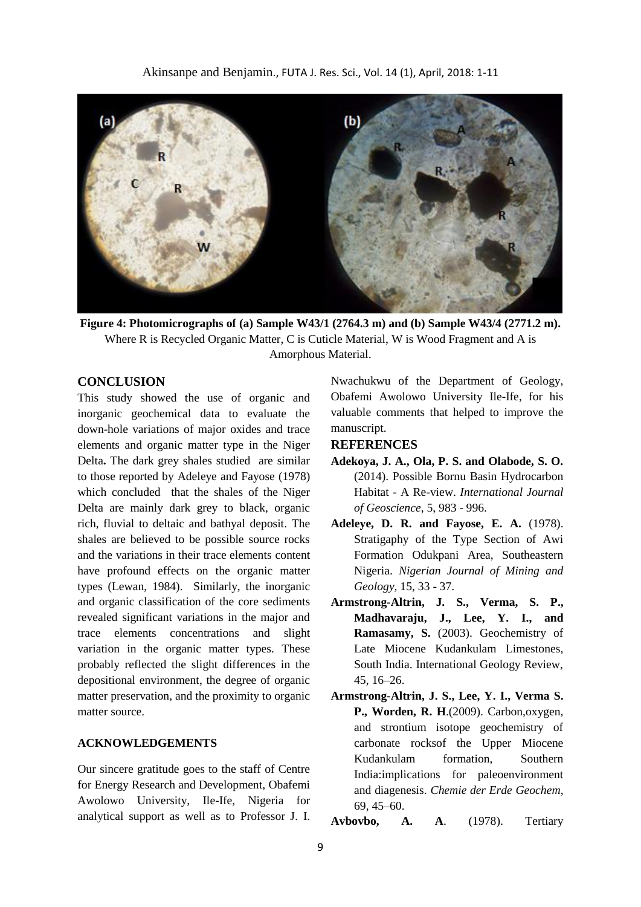Figure 4: Photomicrographs of (a) Sample W43/1 (2764.3 m) and (b) Sample W43/4 (2771.2 m). Where R is Recycled Organic Matter, C is Cuticle Material, W is Wood Fragment and A is Amorphous Material.

## CONCLUSION

This study showed the use of organic and inorganic geochemical data to evaluate the down-hole variations of major oxides and trace elements and organic matter type in the Niger Delta**.** The dark grey shales studied are similar to those reported by Adeleye and Fayose (1978) which concluded that the shales of the Niger Delta are mainly dark grey to black, organic rich, fluvial to deltaic and bathyal deposit. The shales are believed to be possible source rocks and the variations in their trace elements content have profound effects on the organic matter types (Lewan, 1984). Similarly, the inorganic and organic classification of the core sediments revealed significant variations in the major and trace elements concentrations and slight variation in the organic matter types. These probably reflected the slight differences in the depositional environment, the degree of organic matter preservation, and the proximity to organic matter source.

### ACKNOWLEDGEMENTS

Our sincere gratitude goes to the staff of Centre for Energy Research and Development, Obafemi Awolowo University, Ile-Ife, Nigeria for analytical support as well as to Professor J. I. Nwachukwu of the Department of Geology, Obafemi Awolowo University Ile-Ife, for his valuable comments that helped to improve the manuscript.

## REFERENCES

**Adekoya, J. A., Ola, P. S. and Olabode, S. O.** (2014). Possible Bornu Basin Hydrocarbon Habitat - A Re-view. *International Journal of Geoscience*, 5, 983 - 996.

**Adeleye, D. R. and Fayose, E. A.** (1978). Stratigaphy of the Type Section of Awi Formation Odukpani Area, Southeastern Nigeria. *Nigerian Journal of Mining and Geology*, 15, 33 - 37.

**Armstrong-Altrin, J. S., Verma, S. P., Madhavaraju, J., Lee, Y. I., and Ramasamy, S.** (2003). Geochemistry of Late Miocene Kudankulam Limestones, South India. International Geology Review, 45, 16–26.

**Armstrong-Altrin, J. S., Lee, Y. I., Verma S. P., Worden, R. H**.(2009). Carbon,oxygen, and strontium isotope geochemistry of carbonate rocksof the Upper Miocene Kudankulam formation, Southern India:implications for paleoenvironment and diagenesis. *Chemie der Erde Geochem*, 69, 45–60.

**Avbovbo, A. A**. (1978). Tertiary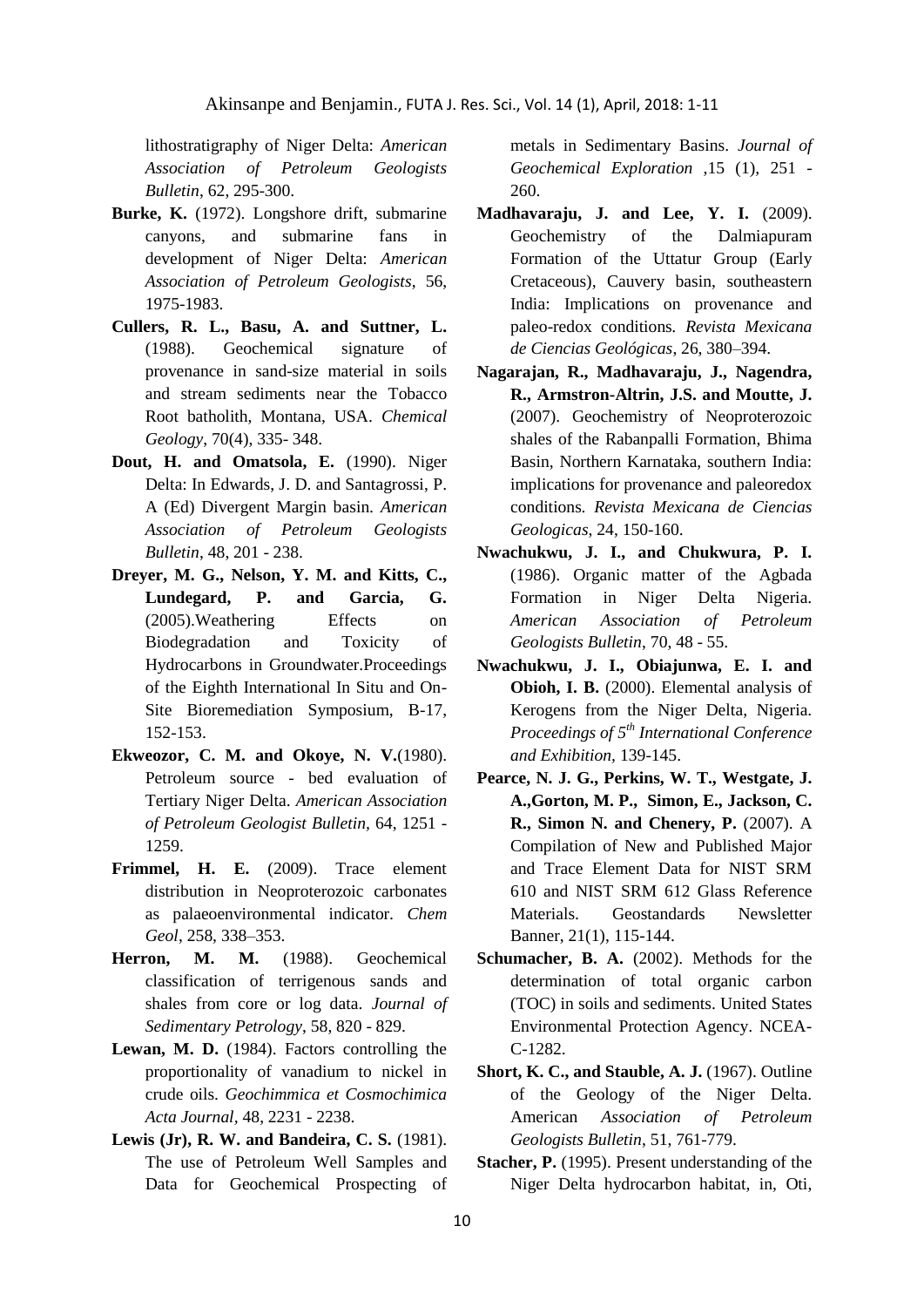lithostratigraphy of Niger Delta: *American Association of Petroleum Geologists Bulletin*, 62, 295-300.

**Burke, K.** (1972). Longshore drift, submarine canyons, and submarine fans in development of Niger Delta: *American Association of Petroleum Geologists*, 56, 1975-1983.

**Cullers, R. L., Basu, A. and Suttner, L.** (1988). Geochemical signature of provenance in sand-size material in soils and stream sediments near the Tobacco Root batholith, Montana, USA. *Chemical Geology*, 70(4), 335- 348.

**Dout, H. and Omatsola, E.** (1990). Niger Delta: In Edwards, J. D. and Santagrossi, P. A (Ed) Divergent Margin basin. *American Association of Petroleum Geologists Bulletin*, 48, 201 - 238.

**Dreyer, M. G., Nelson, Y. M. and Kitts, C., Lundegard, P. and Garcia, G.** (2005).Weathering Effects on Biodegradation and Toxicity of Hydrocarbons in Groundwater.Proceedings of the Eighth International In Situ and On-Site Bioremediation Symposium, B-17, 152-153.

**Ekweozor, C. M. and Okoye, N. V.**(1980). Petroleum source - bed evaluation of Tertiary Niger Delta. *American Association of Petroleum Geologist Bulletin*, 64, 1251 - 1259.

**Frimmel, H. E.** (2009). Trace element distribution in Neoproterozoic carbonates as palaeoenvironmental indicator. *Chem Geol*, 258, 338–353.

**Herron, M. M.** (1988). Geochemical classification of terrigenous sands and shales from core or log data. *Journal of Sedimentary Petrology*, 58, 820 - 829.

**Lewan, M. D.** (1984). Factors controlling the proportionality of vanadium to nickel in crude oils. *Geochimmica et Cosmochimica Acta Journal*, 48, 2231 - 2238.

**Lewis (Jr), R. W. and Bandeira, C. S.** (1981). The use of Petroleum Well Samples and Data for Geochemical Prospecting of metals in Sedimentary Basins. *Journal of Geochemical Exploration* ,15 (1), 251 - 260.

**Madhavaraju, J. and Lee, Y. I.** (2009). Geochemistry of the Dalmiapuram Formation of the Uttatur Group (Early Cretaceous), Cauvery basin, southeastern India: Implications on provenance and paleo-redox conditions. *Revista Mexicana de Ciencias Geológicas*, 26, 380–394.

**Nagarajan, R., Madhavaraju, J., Nagendra, R., Armstron-Altrin, J.S. and Moutte, J.** (2007). Geochemistry of Neoproterozoic shales of the Rabanpalli Formation, Bhima Basin, Northern Karnataka, southern India: implications for provenance and paleoredox conditions. *Revista Mexicana de Ciencias Geologicas*, 24, 150-160.

**Nwachukwu, J. I., and Chukwura, P. I.** (1986). Organic matter of the Agbada Formation in Niger Delta Nigeria. *American Association of Petroleum Geologists Bulletin*, 70, 48 - 55.

**Nwachukwu, J. I., Obiajunwa, E. I. and Obioh, I. B.** (2000). Elemental analysis of Kerogens from the Niger Delta, Nigeria. *Proceedings of 5th International Conference and Exhibition*, 139-145.

**Pearce, N. J. G., Perkins, W. T., Westgate, J. A.,Gorton, M. P., Simon, E., Jackson, C. R., Simon N. and Chenery, P.** (2007). A Compilation of New and Published Major and Trace Element Data for NIST SRM 610 and NIST SRM 612 Glass Reference Materials. Geostandards Newsletter Banner, 21(1), 115-144.

**Schumacher, B. A.** (2002). Methods for the determination of total organic carbon (TOC) in soils and sediments. United States Environmental Protection Agency. NCEA-C-1282.

**Short, K. C., and Stauble, A. J.** (1967). Outline of the Geology of the Niger Delta. American *Association of Petroleum Geologists Bulletin*, 51, 761-779.

**Stacher, P.** (1995). Present understanding of the Niger Delta hydrocarbon habitat, in, Oti,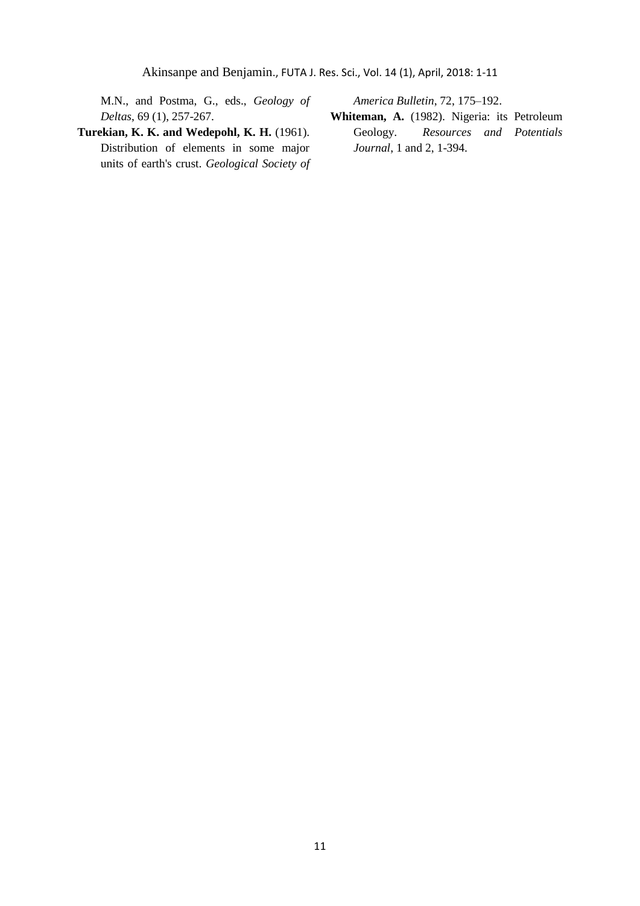M.N., and Postma, G., eds., *Geology of Deltas*, 69 (1), 257-267.

**Turekian, K. K. and Wedepohl, K. H.** (1961). Distribution of elements in some major units of earth's crust. *Geological Society of America Bulletin*, 72, 175–192.

**Whiteman, A.** (1982). Nigeria: its Petroleum Geology. *Resources and Potentials Journal*, 1 and 2, 1-394.